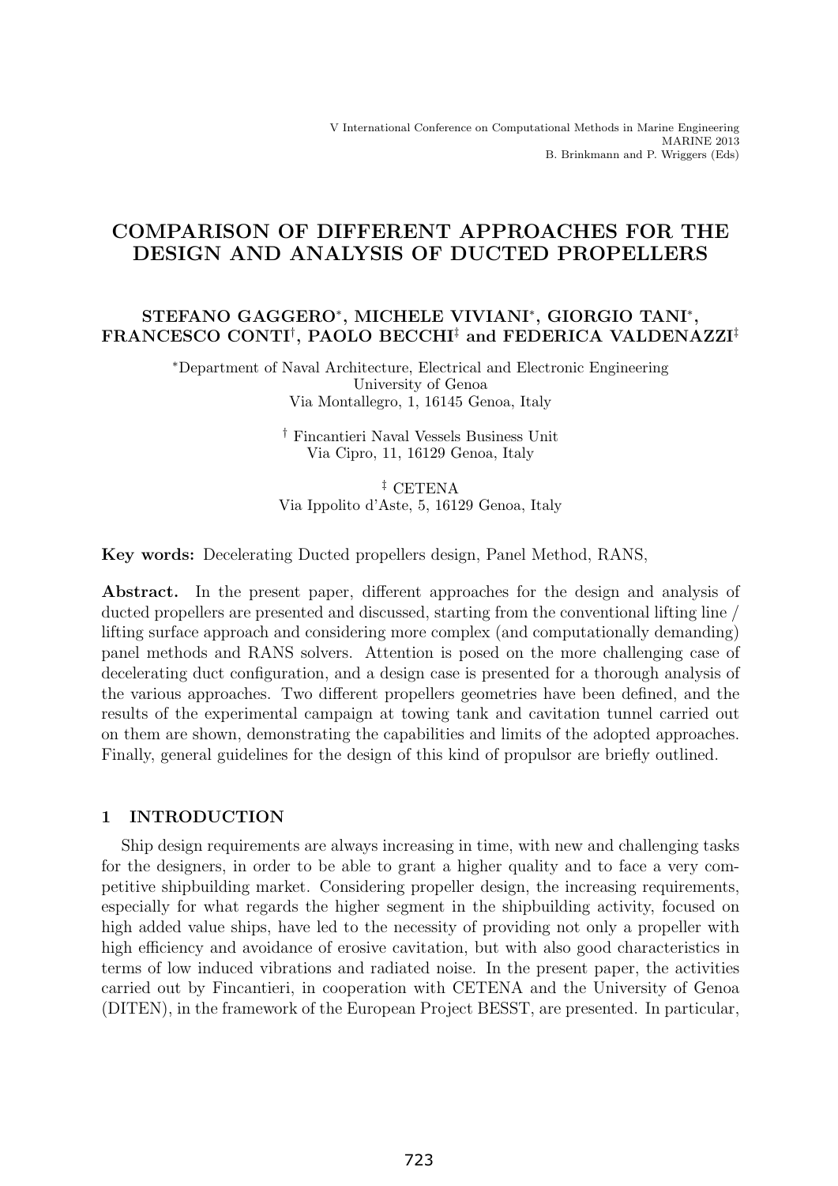V International Conference on Computational Methods in Marine Engineering
MARINE 2013
B. Brinkmann and P. Wriggers (Eds)

# COMPARISON OF DIFFERENT APPROACHES FOR THE DESIGN AND ANALYSIS OF DUCTED PROPELLERS

**STEFANO GAGGERO[∗], MICHELE VIVIANI[∗], GIORGIO TANI[∗], FRANCESCO CONTI[†], PAOLO BECCHI[‡] and FEDERICA VALDENAZZI[‡]**

[∗]Department of Naval Architecture, Electrical and Electronic Engineering
University of Genoa
Via Montallegro, 1, 16145 Genoa, Italy

[†] Fincantieri Naval Vessels Business Unit
Via Cipro, 11, 16129 Genoa, Italy

[‡] CETENA
Via Ippolito d'Aste, 5, 16129 Genoa, Italy

**Key words:** Decelerating Ducted propellers design, Panel Method, RANS,

**Abstract.** In the present paper, different approaches for the design and analysis of ducted propellers are presented and discussed, starting from the conventional lifting line / lifting surface approach and considering more complex (and computationally demanding) panel methods and RANS solvers. Attention is posed on the more challenging case of decelerating duct configuration, and a design case is presented for a thorough analysis of the various approaches. Two different propellers geometries have been defined, and the results of the experimental campaign at towing tank and cavitation tunnel carried out on them are shown, demonstrating the capabilities and limits of the adopted approaches. Finally, general guidelines for the design of this kind of propulsor are briefly outlined.

## 1 INTRODUCTION

Ship design requirements are always increasing in time, with new and challenging tasks for the designers, in order to be able to grant a higher quality and to face a very competitive shipbuilding market. Considering propeller design, the increasing requirements, especially for what regards the higher segment in the shipbuilding activity, focused on high added value ships, have led to the necessity of providing not only a propeller with high efficiency and avoidance of erosive cavitation, but with also good characteristics in terms of low induced vibrations and radiated noise. In the present paper, the activities carried out by Fincantieri, in cooperation with CETENA and the University of Genoa (DITEN), in the framework of the European Project BESST, are presented. In particular,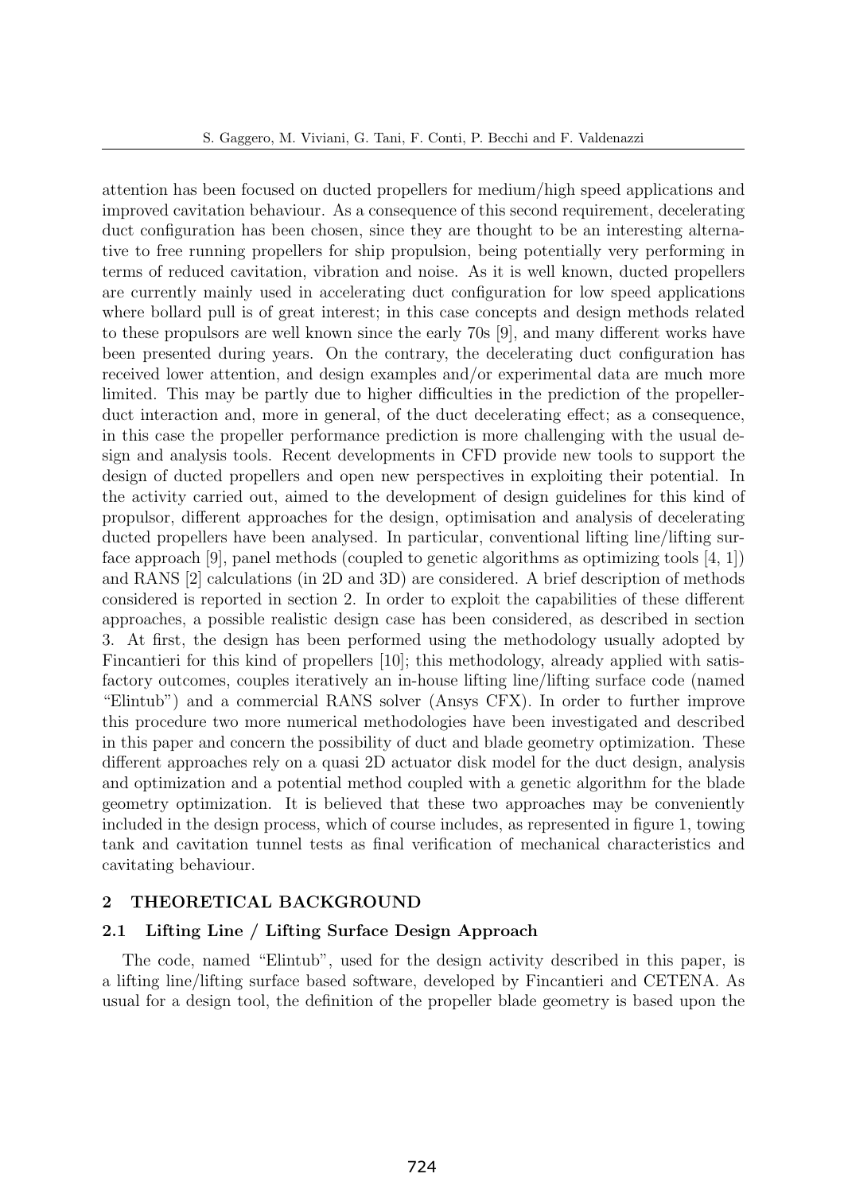attention has been focused on ducted propellers for medium/high speed applications and improved cavitation behaviour. As a consequence of this second requirement, decelerating duct configuration has been chosen, since they are thought to be an interesting alternative to free running propellers for ship propulsion, being potentially very performing in terms of reduced cavitation, vibration and noise. As it is well known, ducted propellers are currently mainly used in accelerating duct configuration for low speed applications where bollard pull is of great interest; in this case concepts and design methods related to these propulsors are well known since the early 70s [9], and many different works have been presented during years. On the contrary, the decelerating duct configuration has received lower attention, and design examples and/or experimental data are much more limited. This may be partly due to higher difficulties in the prediction of the propeller-duct interaction and, more in general, of the duct decelerating effect; as a consequence, in this case the propeller performance prediction is more challenging with the usual design and analysis tools. Recent developments in CFD provide new tools to support the design of ducted propellers and open new perspectives in exploiting their potential. In the activity carried out, aimed to the development of design guidelines for this kind of propulsor, different approaches for the design, optimisation and analysis of decelerating ducted propellers have been analysed. In particular, conventional lifting line/lifting surface approach [9], panel methods (coupled to genetic algorithms as optimizing tools [4, 1]) and RANS [2] calculations (in 2D and 3D) are considered. A brief description of methods considered is reported in section 2. In order to exploit the capabilities of these different approaches, a possible realistic design case has been considered, as described in section 3. At first, the design has been performed using the methodology usually adopted by Fincantieri for this kind of propellers [10]; this methodology, already applied with satisfactory outcomes, couples iteratively an in-house lifting line/lifting surface code (named "Elintub") and a commercial RANS solver (Ansys CFX). In order to further improve this procedure two more numerical methodologies have been investigated and described in this paper and concern the possibility of duct and blade geometry optimization. These different approaches rely on a quasi 2D actuator disk model for the duct design, analysis and optimization and a potential method coupled with a genetic algorithm for the blade geometry optimization. It is believed that these two approaches may be conveniently included in the design process, which of course includes, as represented in figure 1, towing tank and cavitation tunnel tests as final verification of mechanical characteristics and cavitating behaviour.

## 2 THEORETICAL BACKGROUND

### 2.1 Lifting Line / Lifting Surface Design Approach

The code, named "Elintub", used for the design activity described in this paper, is a lifting line/lifting surface based software, developed by Fincantieri and CETENA. As usual for a design tool, the definition of the propeller blade geometry is based upon the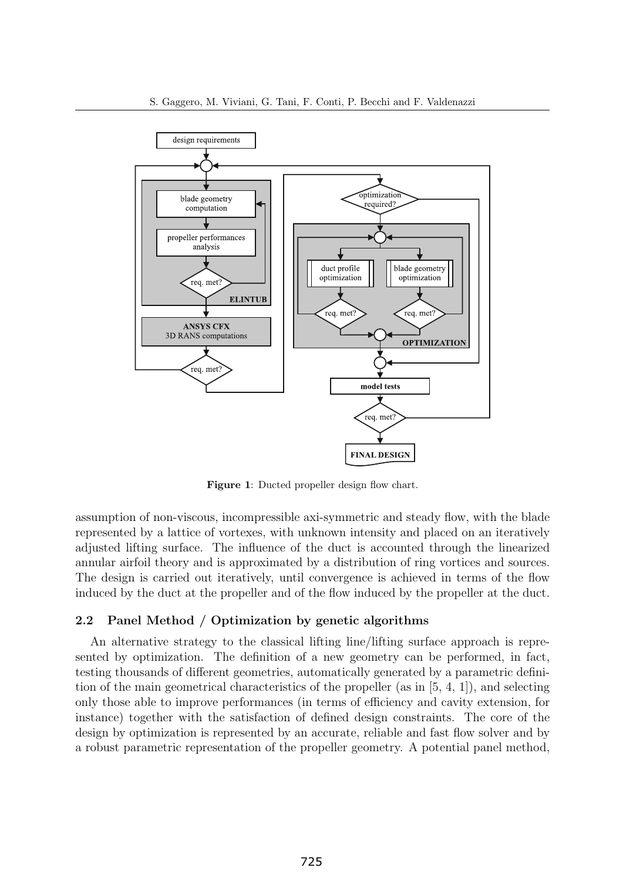Figure 1: Ducted propeller design flow chart.

assumption of non-viscous, incompressible axi-symmetric and steady flow, with the blade represented by a lattice of vortexes, with unknown intensity and placed on an iteratively adjusted lifting surface. The influence of the duct is accounted through the linearized annular airfoil theory and is approximated by a distribution of ring vortices and sources. The design is carried out iteratively, until convergence is achieved in terms of the flow induced by the duct at the propeller and of the flow induced by the propeller at the duct.

### 2.2 Panel Method / Optimization by genetic algorithms

An alternative strategy to the classical lifting line/lifting surface approach is represented by optimization. The definition of a new geometry can be performed, in fact, testing thousands of different geometries, automatically generated by a parametric definition of the main geometrical characteristics of the propeller (as in [5, 4, 1]), and selecting only those able to improve performances (in terms of efficiency and cavity extension, for instance) together with the satisfaction of defined design constraints. The core of the design by optimization is represented by an accurate, reliable and fast flow solver and by a robust parametric representation of the propeller geometry. A potential panel method,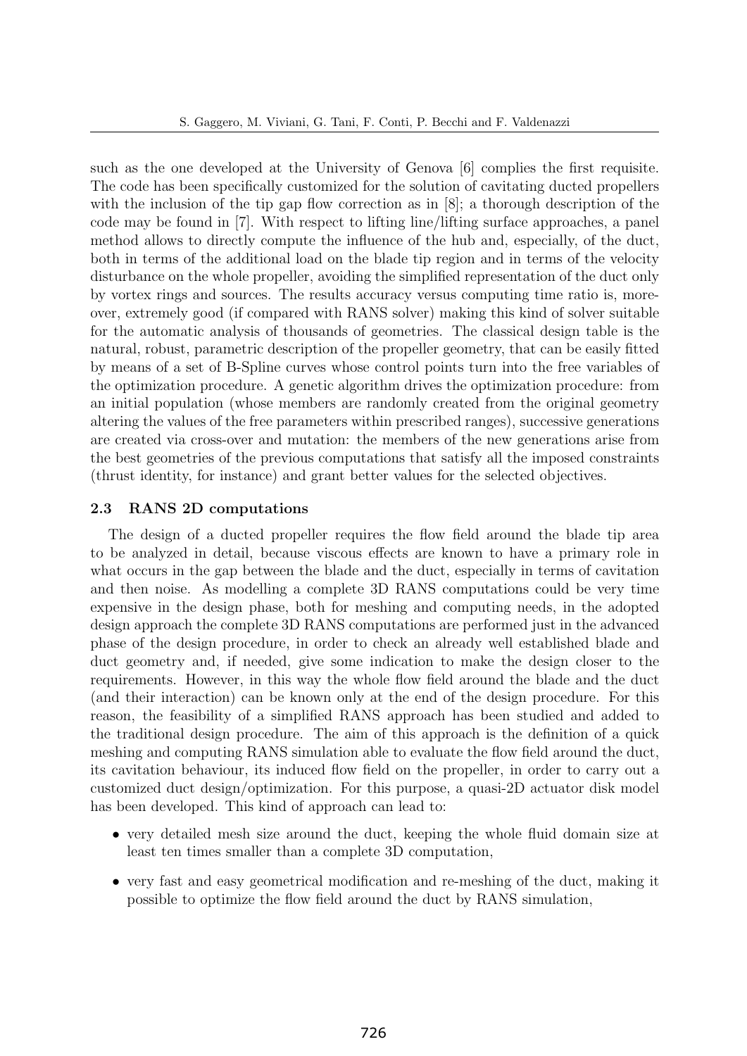such as the one developed at the University of Genova [6] complies the first requisite. The code has been specifically customized for the solution of cavitating ducted propellers with the inclusion of the tip gap flow correction as in [8]; a thorough description of the code may be found in [7]. With respect to lifting line/lifting surface approaches, a panel method allows to directly compute the influence of the hub and, especially, of the duct, both in terms of the additional load on the blade tip region and in terms of the velocity disturbance on the whole propeller, avoiding the simplified representation of the duct only by vortex rings and sources. The results accuracy versus computing time ratio is, moreover, extremely good (if compared with RANS solver) making this kind of solver suitable for the automatic analysis of thousands of geometries. The classical design table is the natural, robust, parametric description of the propeller geometry, that can be easily fitted by means of a set of B-Spline curves whose control points turn into the free variables of the optimization procedure. A genetic algorithm drives the optimization procedure: from an initial population (whose members are randomly created from the original geometry altering the values of the free parameters within prescribed ranges), successive generations are created via cross-over and mutation: the members of the new generations arise from the best geometries of the previous computations that satisfy all the imposed constraints (thrust identity, for instance) and grant better values for the selected objectives.

### 2.3 RANS 2D computations

The design of a ducted propeller requires the flow field around the blade tip area to be analyzed in detail, because viscous effects are known to have a primary role in what occurs in the gap between the blade and the duct, especially in terms of cavitation and then noise. As modelling a complete 3D RANS computations could be very time expensive in the design phase, both for meshing and computing needs, in the adopted design approach the complete 3D RANS computations are performed just in the advanced phase of the design procedure, in order to check an already well established blade and duct geometry and, if needed, give some indication to make the design closer to the requirements. However, in this way the whole flow field around the blade and the duct (and their interaction) can be known only at the end of the design procedure. For this reason, the feasibility of a simplified RANS approach has been studied and added to the traditional design procedure. The aim of this approach is the definition of a quick meshing and computing RANS simulation able to evaluate the flow field around the duct, its cavitation behaviour, its induced flow field on the propeller, in order to carry out a customized duct design/optimization. For this purpose, a quasi-2D actuator disk model has been developed. This kind of approach can lead to:

- very detailed mesh size around the duct, keeping the whole fluid domain size at least ten times smaller than a complete 3D computation,
- very fast and easy geometrical modification and re-meshing of the duct, making it possible to optimize the flow field around the duct by RANS simulation,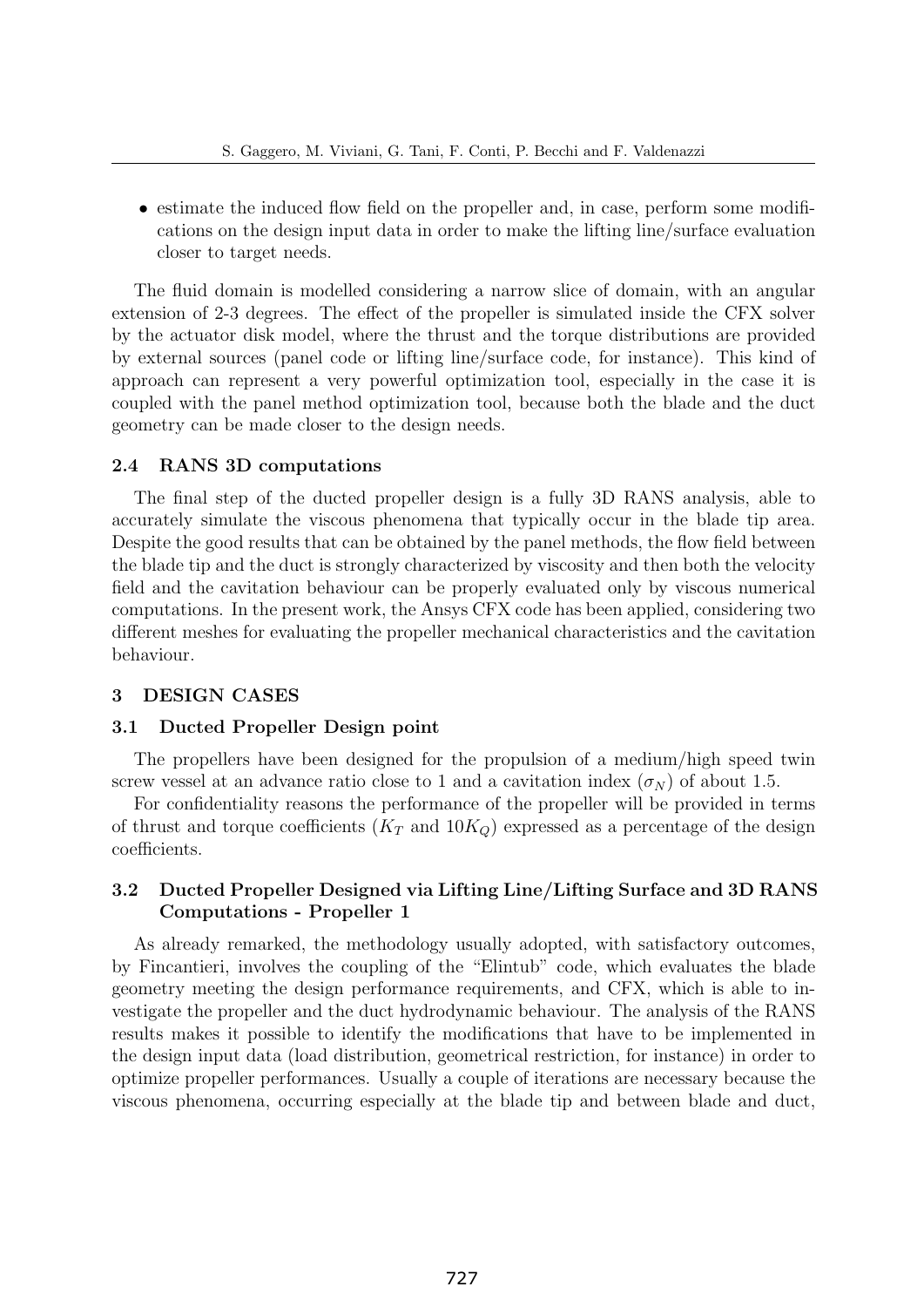- estimate the induced flow field on the propeller and, in case, perform some modifications on the design input data in order to make the lifting line/surface evaluation closer to target needs.

The fluid domain is modelled considering a narrow slice of domain, with an angular extension of 2-3 degrees. The effect of the propeller is simulated inside the CFX solver by the actuator disk model, where the thrust and the torque distributions are provided by external sources (panel code or lifting line/surface code, for instance). This kind of approach can represent a very powerful optimization tool, especially in the case it is coupled with the panel method optimization tool, because both the blade and the duct geometry can be made closer to the design needs.

### 2.4 RANS 3D computations

The final step of the ducted propeller design is a fully 3D RANS analysis, able to accurately simulate the viscous phenomena that typically occur in the blade tip area. Despite the good results that can be obtained by the panel methods, the flow field between the blade tip and the duct is strongly characterized by viscosity and then both the velocity field and the cavitation behaviour can be properly evaluated only by viscous numerical computations. In the present work, the Ansys CFX code has been applied, considering two different meshes for evaluating the propeller mechanical characteristics and the cavitation behaviour.

## 3 DESIGN CASES

### 3.1 Ducted Propeller Design point

The propellers have been designed for the propulsion of a medium/high speed twin screw vessel at an advance ratio close to 1 and a cavitation index ($\sigma_N$) of about 1.5.

For confidentiality reasons the performance of the propeller will be provided in terms of thrust and torque coefficients ($K_T$ and $10K_Q$) expressed as a percentage of the design coefficients.

### 3.2 Ducted Propeller Designed via Lifting Line/Lifting Surface and 3D RANS Computations - Propeller 1

As already remarked, the methodology usually adopted, with satisfactory outcomes, by Fincantieri, involves the coupling of the "Elintub" code, which evaluates the blade geometry meeting the design performance requirements, and CFX, which is able to investigate the propeller and the duct hydrodynamic behaviour. The analysis of the RANS results makes it possible to identify the modifications that have to be implemented in the design input data (load distribution, geometrical restriction, for instance) in order to optimize propeller performances. Usually a couple of iterations are necessary because the viscous phenomena, occurring especially at the blade tip and between blade and duct,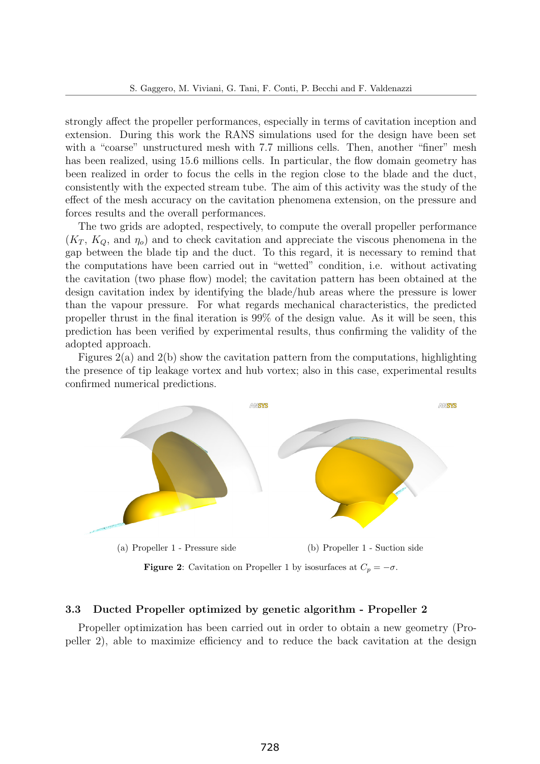strongly affect the propeller performances, especially in terms of cavitation inception and extension. During this work the RANS simulations used for the design have been set with a "coarse" unstructured mesh with 7.7 millions cells. Then, another "finer" mesh has been realized, using 15.6 millions cells. In particular, the flow domain geometry has been realized in order to focus the cells in the region close to the blade and the duct, consistently with the expected stream tube. The aim of this activity was the study of the effect of the mesh accuracy on the cavitation phenomena extension, on the pressure and forces results and the overall performances.

The two grids are adopted, respectively, to compute the overall propeller performance ($K_T$, $K_Q$, and $\eta_o$) and to check cavitation and appreciate the viscous phenomena in the gap between the blade tip and the duct. To this regard, it is necessary to remind that the computations have been carried out in "wetted" condition, i.e. without activating the cavitation (two phase flow) model; the cavitation pattern has been obtained at the design cavitation index by identifying the blade/hub areas where the pressure is lower than the vapour pressure. For what regards mechanical characteristics, the predicted propeller thrust in the final iteration is 99% of the design value. As it will be seen, this prediction has been verified by experimental results, thus confirming the validity of the adopted approach.

Figures 2(a) and 2(b) show the cavitation pattern from the computations, highlighting the presence of tip leakage vortex and hub vortex; also in this case, experimental results confirmed numerical predictions.

(a) Propeller 1 - Pressure side

(b) Propeller 1 - Suction side

**Figure 2**: Cavitation on Propeller 1 by isosurfaces at $C_p = -\sigma$.

### 3.3 Ducted Propeller optimized by genetic algorithm - Propeller 2

Propeller optimization has been carried out in order to obtain a new geometry (Propeller 2), able to maximize efficiency and to reduce the back cavitation at the design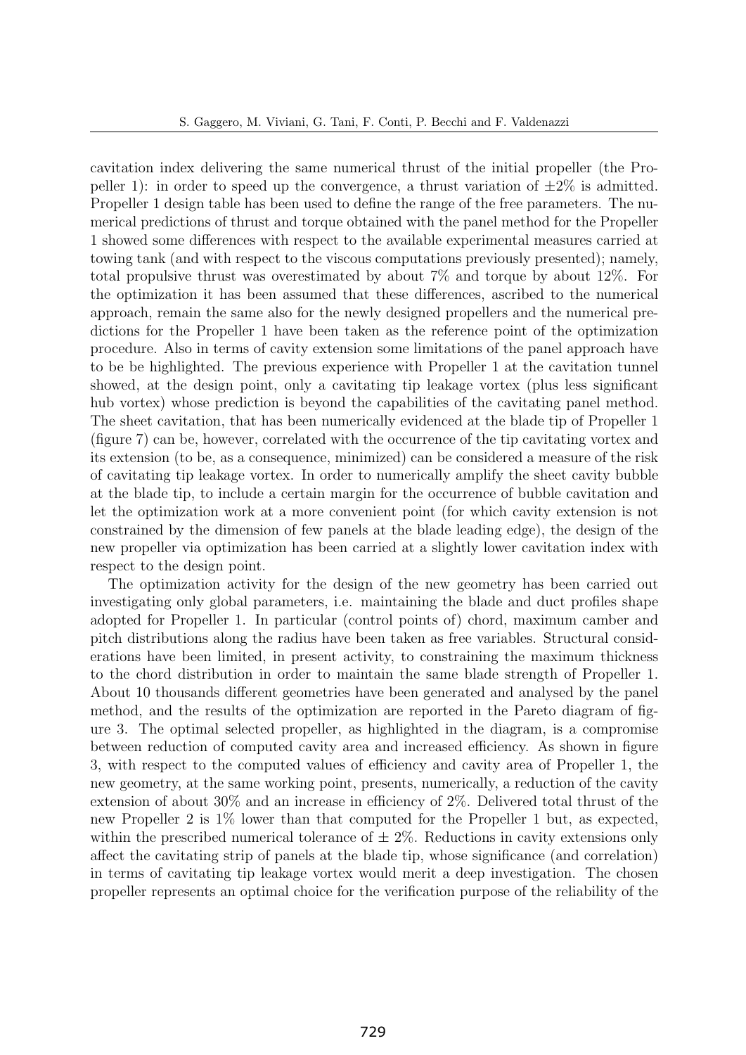cavitation index delivering the same numerical thrust of the initial propeller (the Propeller 1): in order to speed up the convergence, a thrust variation of $\pm 2\%$ is admitted. Propeller 1 design table has been used to define the range of the free parameters. The numerical predictions of thrust and torque obtained with the panel method for the Propeller 1 showed some differences with respect to the available experimental measures carried at towing tank (and with respect to the viscous computations previously presented); namely, total propulsive thrust was overestimated by about 7% and torque by about 12%. For the optimization it has been assumed that these differences, ascribed to the numerical approach, remain the same also for the newly designed propellers and the numerical predictions for the Propeller 1 have been taken as the reference point of the optimization procedure. Also in terms of cavity extension some limitations of the panel approach have to be be highlighted. The previous experience with Propeller 1 at the cavitation tunnel showed, at the design point, only a cavitating tip leakage vortex (plus less significant hub vortex) whose prediction is beyond the capabilities of the cavitating panel method. The sheet cavitation, that has been numerically evidenced at the blade tip of Propeller 1 (figure 7) can be, however, correlated with the occurrence of the tip cavitating vortex and its extension (to be, as a consequence, minimized) can be considered a measure of the risk of cavitating tip leakage vortex. In order to numerically amplify the sheet cavity bubble at the blade tip, to include a certain margin for the occurrence of bubble cavitation and let the optimization work at a more convenient point (for which cavity extension is not constrained by the dimension of few panels at the blade leading edge), the design of the new propeller via optimization has been carried at a slightly lower cavitation index with respect to the design point.

The optimization activity for the design of the new geometry has been carried out investigating only global parameters, i.e. maintaining the blade and duct profiles shape adopted for Propeller 1. In particular (control points of) chord, maximum camber and pitch distributions along the radius have been taken as free variables. Structural considerations have been limited, in present activity, to constraining the maximum thickness to the chord distribution in order to maintain the same blade strength of Propeller 1. About 10 thousands different geometries have been generated and analysed by the panel method, and the results of the optimization are reported in the Pareto diagram of figure 3. The optimal selected propeller, as highlighted in the diagram, is a compromise between reduction of computed cavity area and increased efficiency. As shown in figure 3, with respect to the computed values of efficiency and cavity area of Propeller 1, the new geometry, at the same working point, presents, numerically, a reduction of the cavity extension of about 30% and an increase in efficiency of 2%. Delivered total thrust of the new Propeller 2 is 1% lower than that computed for the Propeller 1 but, as expected, within the prescribed numerical tolerance of $\pm$ 2%. Reductions in cavity extensions only affect the cavitating strip of panels at the blade tip, whose significance (and correlation) in terms of cavitating tip leakage vortex would merit a deep investigation. The chosen propeller represents an optimal choice for the verification purpose of the reliability of the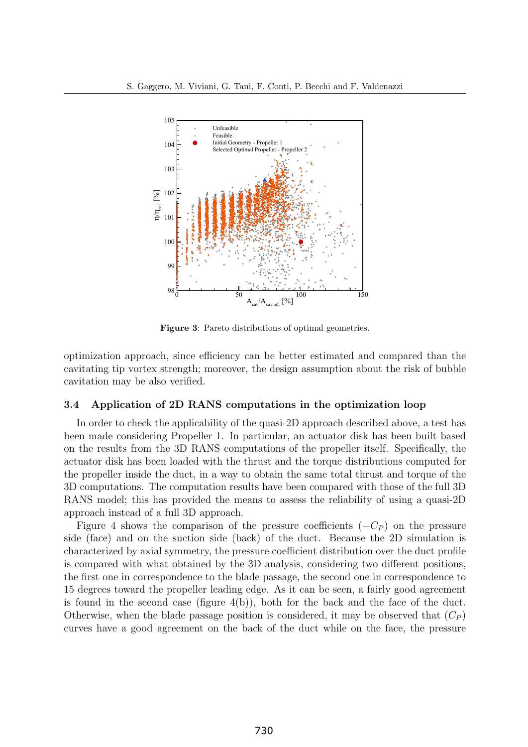**Figure 3**: Pareto distributions of optimal geometries.

optimization approach, since efficiency can be better estimated and compared than the cavitating tip vortex strength; moreover, the design assumption about the risk of bubble cavitation may be also verified.

### 3.4 Application of 2D RANS computations in the optimization loop

In order to check the applicability of the quasi-2D approach described above, a test has been made considering Propeller 1. In particular, an actuator disk has been built based on the results from the 3D RANS computations of the propeller itself. Specifically, the actuator disk has been loaded with the thrust and the torque distributions computed for the propeller inside the duct, in a way to obtain the same total thrust and torque of the 3D computations. The computation results have been compared with those of the full 3D RANS model; this has provided the means to assess the reliability of using a quasi-2D approach instead of a full 3D approach.

Figure 4 shows the comparison of the pressure coefficients ($-C_P$) on the pressure side (face) and on the suction side (back) of the duct. Because the 2D simulation is characterized by axial symmetry, the pressure coefficient distribution over the duct profile is compared with what obtained by the 3D analysis, considering two different positions, the first one in correspondence to the blade passage, the second one in correspondence to 15 degrees toward the propeller leading edge. As it can be seen, a fairly good agreement is found in the second case (figure 4(b)), both for the back and the face of the duct. Otherwise, when the blade passage position is considered, it may be observed that ($C_P$) curves have a good agreement on the back of the duct while on the face, the pressure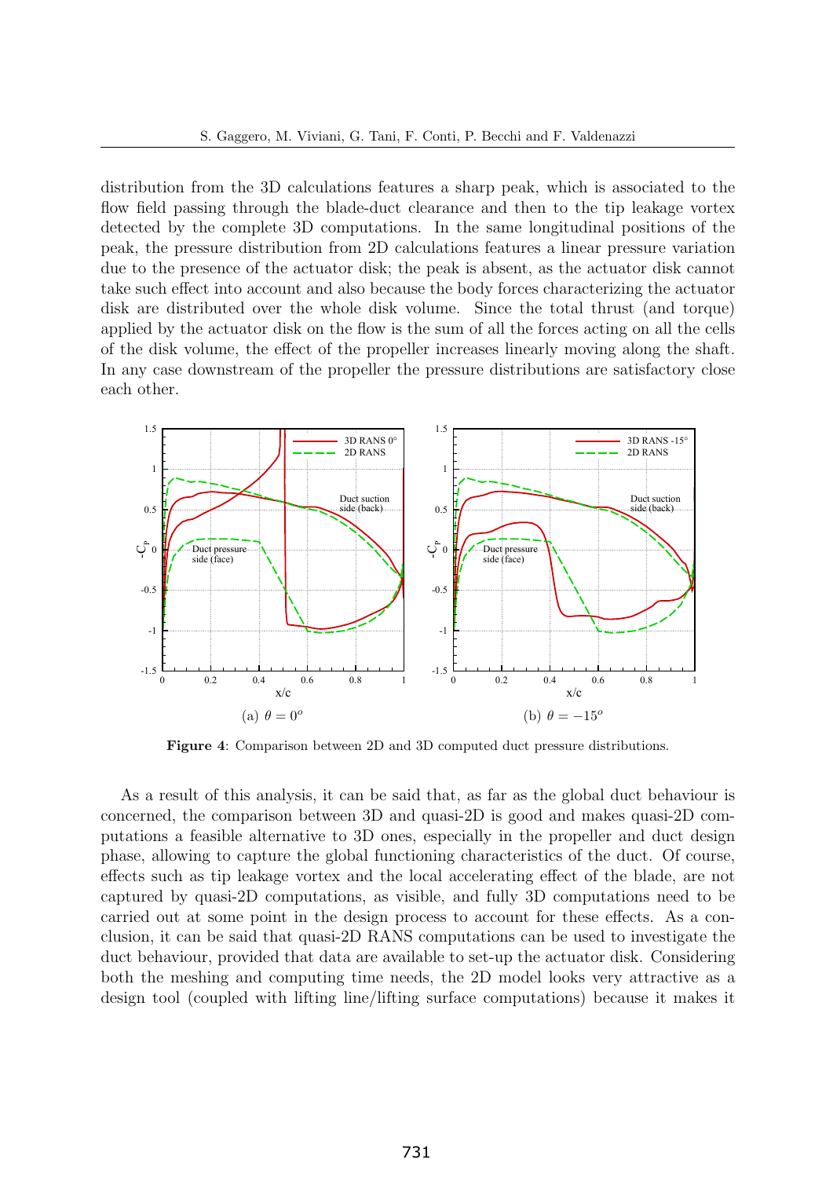distribution from the 3D calculations features a sharp peak, which is associated to the flow field passing through the blade-duct clearance and then to the tip leakage vortex detected by the complete 3D computations. In the same longitudinal positions of the peak, the pressure distribution from 2D calculations features a linear pressure variation due to the presence of the actuator disk; the peak is absent, as the actuator disk cannot take such effect into account and also because the body forces characterizing the actuator disk are distributed over the whole disk volume. Since the total thrust (and torque) applied by the actuator disk on the flow is the sum of all the forces acting on all the cells of the disk volume, the effect of the propeller increases linearly moving along the shaft. In any case downstream of the propeller the pressure distributions are satisfactory close each other.

(a) $\theta = 0^o$

(b) $\theta = -15^o$

**Figure 4**: Comparison between 2D and 3D computed duct pressure distributions.

As a result of this analysis, it can be said that, as far as the global duct behaviour is concerned, the comparison between 3D and quasi-2D is good and makes quasi-2D computations a feasible alternative to 3D ones, especially in the propeller and duct design phase, allowing to capture the global functioning characteristics of the duct. Of course, effects such as tip leakage vortex and the local accelerating effect of the blade, are not captured by quasi-2D computations, as visible, and fully 3D computations need to be carried out at some point in the design process to account for these effects. As a conclusion, it can be said that quasi-2D RANS computations can be used to investigate the duct behaviour, provided that data are available to set-up the actuator disk. Considering both the meshing and computing time needs, the 2D model looks very attractive as a design tool (coupled with lifting line/lifting surface computations) because it makes it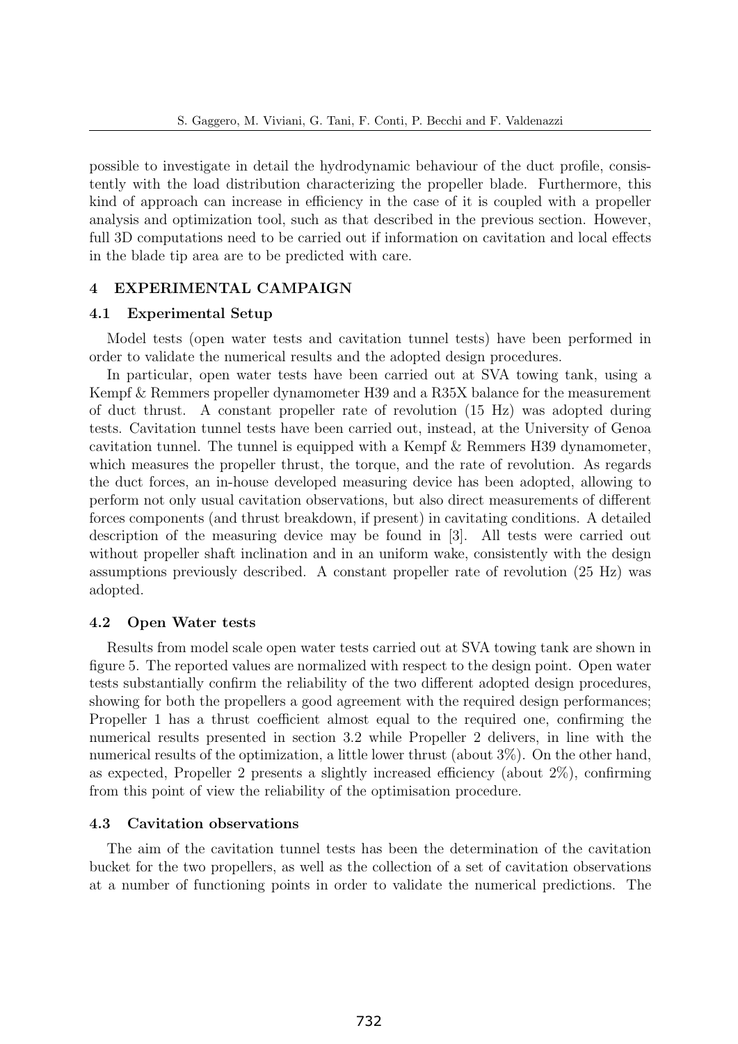possible to investigate in detail the hydrodynamic behaviour of the duct profile, consistently with the load distribution characterizing the propeller blade. Furthermore, this kind of approach can increase in efficiency in the case of it is coupled with a propeller analysis and optimization tool, such as that described in the previous section. However, full 3D computations need to be carried out if information on cavitation and local effects in the blade tip area are to be predicted with care.

## 4 EXPERIMENTAL CAMPAIGN

### 4.1 Experimental Setup

Model tests (open water tests and cavitation tunnel tests) have been performed in order to validate the numerical results and the adopted design procedures.

In particular, open water tests have been carried out at SVA towing tank, using a Kempf & Remmers propeller dynamometer H39 and a R35X balance for the measurement of duct thrust. A constant propeller rate of revolution (15 Hz) was adopted during tests. Cavitation tunnel tests have been carried out, instead, at the University of Genoa cavitation tunnel. The tunnel is equipped with a Kempf & Remmers H39 dynamometer, which measures the propeller thrust, the torque, and the rate of revolution. As regards the duct forces, an in-house developed measuring device has been adopted, allowing to perform not only usual cavitation observations, but also direct measurements of different forces components (and thrust breakdown, if present) in cavitating conditions. A detailed description of the measuring device may be found in [3]. All tests were carried out without propeller shaft inclination and in an uniform wake, consistently with the design assumptions previously described. A constant propeller rate of revolution (25 Hz) was adopted.

### 4.2 Open Water tests

Results from model scale open water tests carried out at SVA towing tank are shown in figure 5. The reported values are normalized with respect to the design point. Open water tests substantially confirm the reliability of the two different adopted design procedures, showing for both the propellers a good agreement with the required design performances; Propeller 1 has a thrust coefficient almost equal to the required one, confirming the numerical results presented in section 3.2 while Propeller 2 delivers, in line with the numerical results of the optimization, a little lower thrust (about 3%). On the other hand, as expected, Propeller 2 presents a slightly increased efficiency (about 2%), confirming from this point of view the reliability of the optimisation procedure.

### 4.3 Cavitation observations

The aim of the cavitation tunnel tests has been the determination of the cavitation bucket for the two propellers, as well as the collection of a set of cavitation observations at a number of functioning points in order to validate the numerical predictions. The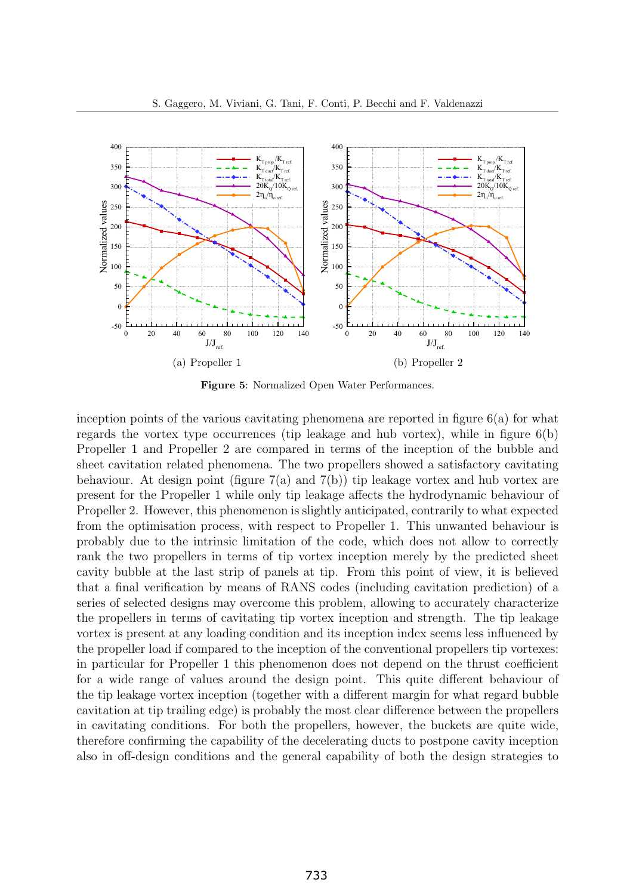(a) Propeller 1

(b) Propeller 2

**Figure 5**: Normalized Open Water Performances.

inception points of the various cavitating phenomena are reported in figure 6(a) for what regards the vortex type occurrences (tip leakage and hub vortex), while in figure 6(b) Propeller 1 and Propeller 2 are compared in terms of the inception of the bubble and sheet cavitation related phenomena. The two propellers showed a satisfactory cavitating behaviour. At design point (figure 7(a) and 7(b)) tip leakage vortex and hub vortex are present for the Propeller 1 while only tip leakage affects the hydrodynamic behaviour of Propeller 2. However, this phenomenon is slightly anticipated, contrarily to what expected from the optimisation process, with respect to Propeller 1. This unwanted behaviour is probably due to the intrinsic limitation of the code, which does not allow to correctly rank the two propellers in terms of tip vortex inception merely by the predicted sheet cavity bubble at the last strip of panels at tip. From this point of view, it is believed that a final verification by means of RANS codes (including cavitation prediction) of a series of selected designs may overcome this problem, allowing to accurately characterize the propellers in terms of cavitating tip vortex inception and strength. The tip leakage vortex is present at any loading condition and its inception index seems less influenced by the propeller load if compared to the inception of the conventional propellers tip vortexes: in particular for Propeller 1 this phenomenon does not depend on the thrust coefficient for a wide range of values around the design point. This quite different behaviour of the tip leakage vortex inception (together with a different margin for what regard bubble cavitation at tip trailing edge) is probably the most clear difference between the propellers in cavitating conditions. For both the propellers, however, the buckets are quite wide, therefore confirming the capability of the decelerating ducts to postpone cavity inception also in off-design conditions and the general capability of both the design strategies to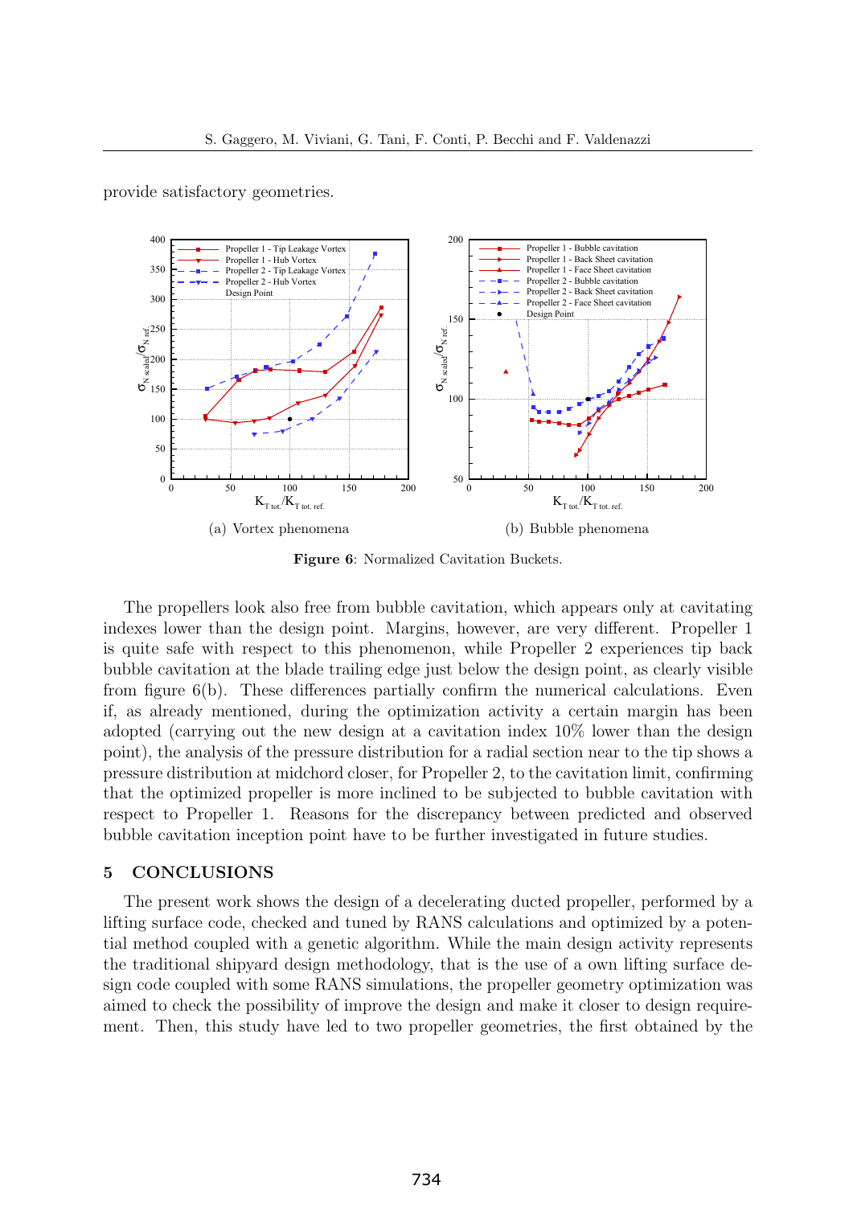provide satisfactory geometries.

(a) Vortex phenomena

(b) Bubble phenomena

**Figure 6**: Normalized Cavitation Buckets.

The propellers look also free from bubble cavitation, which appears only at cavitating indexes lower than the design point. Margins, however, are very different. Propeller 1 is quite safe with respect to this phenomenon, while Propeller 2 experiences tip back bubble cavitation at the blade trailing edge just below the design point, as clearly visible from figure 6(b). These differences partially confirm the numerical calculations. Even if, as already mentioned, during the optimization activity a certain margin has been adopted (carrying out the new design at a cavitation index 10% lower than the design point), the analysis of the pressure distribution for a radial section near to the tip shows a pressure distribution at midchord closer, for Propeller 2, to the cavitation limit, confirming that the optimized propeller is more inclined to be subjected to bubble cavitation with respect to Propeller 1. Reasons for the discrepancy between predicted and observed bubble cavitation inception point have to be further investigated in future studies.

## 5 CONCLUSIONS

The present work shows the design of a decelerating ducted propeller, performed by a lifting surface code, checked and tuned by RANS calculations and optimized by a potential method coupled with a genetic algorithm. While the main design activity represents the traditional shipyard design methodology, that is the use of a own lifting surface design code coupled with some RANS simulations, the propeller geometry optimization was aimed to check the possibility of improve the design and make it closer to design requirement. Then, this study have led to two propeller geometries, the first obtained by the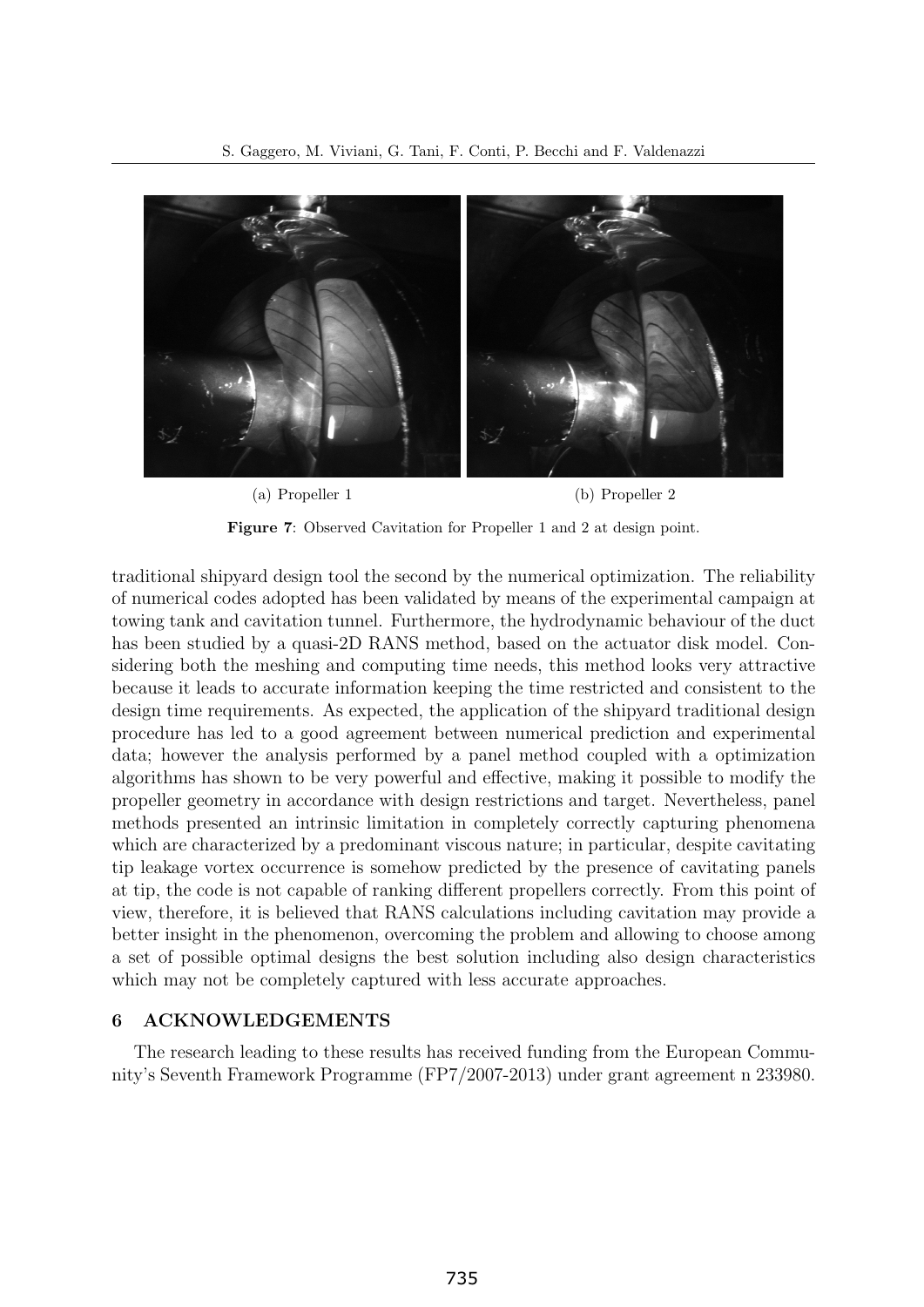(a) Propeller 1 (b) Propeller 2

**Figure 7**: Observed Cavitation for Propeller 1 and 2 at design point.

traditional shipyard design tool the second by the numerical optimization. The reliability of numerical codes adopted has been validated by means of the experimental campaign at towing tank and cavitation tunnel. Furthermore, the hydrodynamic behaviour of the duct has been studied by a quasi-2D RANS method, based on the actuator disk model. Considering both the meshing and computing time needs, this method looks very attractive because it leads to accurate information keeping the time restricted and consistent to the design time requirements. As expected, the application of the shipyard traditional design procedure has led to a good agreement between numerical prediction and experimental data; however the analysis performed by a panel method coupled with a optimization algorithms has shown to be very powerful and effective, making it possible to modify the propeller geometry in accordance with design restrictions and target. Nevertheless, panel methods presented an intrinsic limitation in completely correctly capturing phenomena which are characterized by a predominant viscous nature; in particular, despite cavitating tip leakage vortex occurrence is somehow predicted by the presence of cavitating panels at tip, the code is not capable of ranking different propellers correctly. From this point of view, therefore, it is believed that RANS calculations including cavitation may provide a better insight in the phenomenon, overcoming the problem and allowing to choose among a set of possible optimal designs the best solution including also design characteristics which may not be completely captured with less accurate approaches.

## 6 ACKNOWLEDGEMENTS

The research leading to these results has received funding from the European Community's Seventh Framework Programme (FP7/2007-2013) under grant agreement n 233980.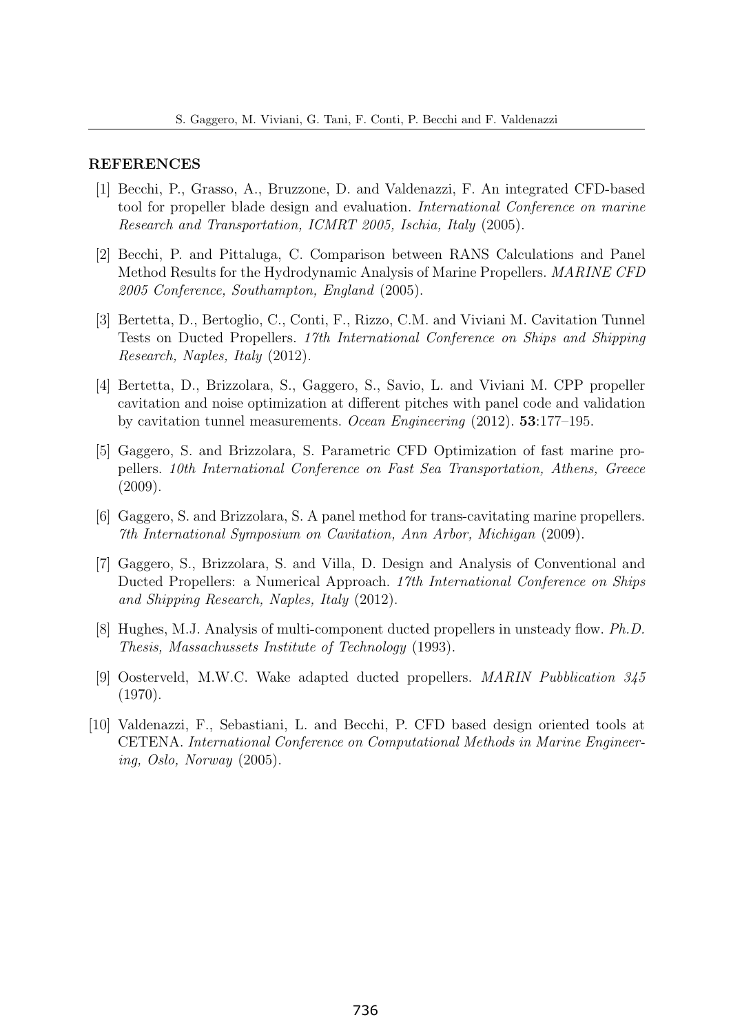## REFERENCES

[1] Becchi, P., Grasso, A., Bruzzone, D. and Valdenazzi, F. An integrated CFD-based tool for propeller blade design and evaluation. *International Conference on marine Research and Transportation, ICMRT 2005, Ischia, Italy* (2005).

[2] Becchi, P. and Pittaluga, C. Comparison between RANS Calculations and Panel Method Results for the Hydrodynamic Analysis of Marine Propellers. *MARINE CFD 2005 Conference, Southampton, England* (2005).

[3] Bertetta, D., Bertoglio, C., Conti, F., Rizzo, C.M. and Viviani M. Cavitation Tunnel Tests on Ducted Propellers. *17th International Conference on Ships and Shipping Research, Naples, Italy* (2012).

[4] Bertetta, D., Brizzolara, S., Gaggero, S., Savio, L. and Viviani M. CPP propeller cavitation and noise optimization at different pitches with panel code and validation by cavitation tunnel measurements. *Ocean Engineering* (2012). **53**:177–195.

[5] Gaggero, S. and Brizzolara, S. Parametric CFD Optimization of fast marine propellers. *10th International Conference on Fast Sea Transportation, Athens, Greece* (2009).

[6] Gaggero, S. and Brizzolara, S. A panel method for trans-cavitating marine propellers. *7th International Symposium on Cavitation, Ann Arbor, Michigan* (2009).

[7] Gaggero, S., Brizzolara, S. and Villa, D. Design and Analysis of Conventional and Ducted Propellers: a Numerical Approach. *17th International Conference on Ships and Shipping Research, Naples, Italy* (2012).

[8] Hughes, M.J. Analysis of multi-component ducted propellers in unsteady flow. *Ph.D. Thesis, Massachussets Institute of Technology* (1993).

[9] Oosterveld, M.W.C. Wake adapted ducted propellers. *MARIN Pubblication 345* (1970).

[10] Valdenazzi, F., Sebastiani, L. and Becchi, P. CFD based design oriented tools at CETENA. *International Conference on Computational Methods in Marine Engineering, Oslo, Norway* (2005).